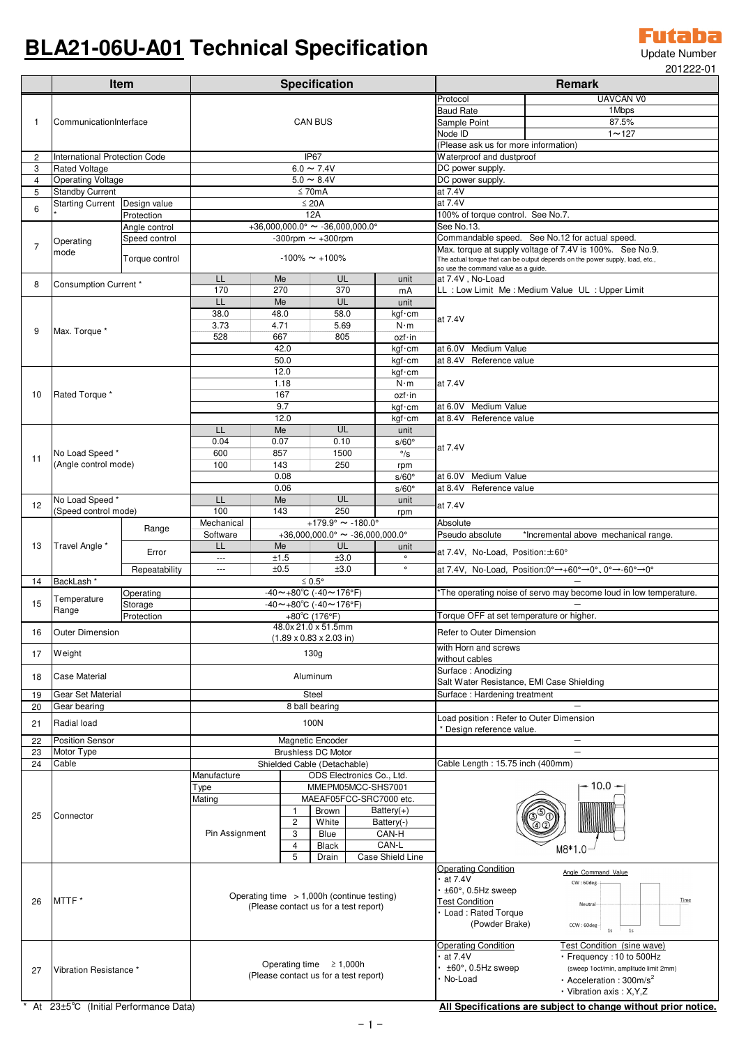# BLA21-06U-A01 Technical Specification

Futaba
Update Number
201222-01

| | Item | | Specification | | | | Remark | |
|---|---|---|---|---|---|---|---|---|
| 1 | CommunicationInterface | | CAN BUS | | | | Protocol | UAVCAN V0 |
| | | | | | | | Baud Rate | 1Mbps |
| | | | | | | | Sample Point | 87.5% |
| | | | | | | | Node ID | 1～127 |
| | | | | | | | (Please ask us for more information) | |
| 2 | International Protection Code | | IP67 | | | | Waterproof and dustproof | |
| 3 | Rated Voltage | | 6.0 ～ 7.4V | | | | DC power supply. | |
| 4 | Operating Voltage | | 5.0 ～ 8.4V | | | | DC power supply. | |
| 5 | Standby Current | | ≤ 70mA | | | | at 7.4V | |
| 6 | Starting Current * | Design value | ≤ 20A | | | | at 7.4V | |
| | | Protection | 12A | | | | 100% of torque control. See No.7. | |
| 7 | Operating mode | Angle control | +36,000,000.0° ～ -36,000,000.0° | | | | See No.13. | |
| | | Speed control | -300rpm ～ +300rpm | | | | Commandable speed. See No.12 for actual speed. | |
| | | Torque control | -100% ～ +100% | | | | Max. torque at supply voltage of 7.4V is 100%. See No.9. The actual torque that can be output depends on the power supply, load, etc., so use the command value as a guide. | |
| 8 | Consumption Current * | | LL | Me | UL | unit | at 7.4V , No-Load | |
| | | | 170 | 270 | 370 | mA | LL : Low Limit Me : Medium Value UL : Upper Limit | |
| 9 | Max. Torque * | | LL | Me | UL | unit | at 7.4V | |
| | | | 38.0 | 48.0 | 58.0 | kgf·cm | | |
| | | | 3.73 | 4.71 | 5.69 | N·m | | |
| | | | 528 | 667 | 805 | ozf·in | | |
| | | | | 42.0 | | kgf·cm | at 6.0V Medium Value | |
| | | | | 50.0 | | kgf·cm | at 8.4V Reference value | |
| 10 | Rated Torque * | | | 12.0 | | kgf·cm | at 7.4V | |
| | | | | 1.18 | | N·m | | |
| | | | | 167 | | ozf·in | | |
| | | | | 9.7 | | kgf·cm | at 6.0V Medium Value | |
| | | | | 12.0 | | kgf·cm | at 8.4V Reference value | |
| 11 | No Load Speed * (Angle control mode) | | LL | Me | UL | unit | at 7.4V | |
| | | | 0.04 | 0.07 | 0.10 | s/60° | | |
| | | | 600 | 857 | 1500 | °/s | | |
| | | | 100 | 143 | 250 | rpm | | |
| | | | | 0.08 | | s/60° | at 6.0V Medium Value | |
| | | | | 0.06 | | s/60° | at 8.4V Reference value | |
| 12 | No Load Speed * (Speed control mode) | | LL | Me | UL | unit | at 7.4V | |
| | | | 100 | 143 | 250 | rpm | | |
| 13 | Travel Angle * | Range | Mechanical | +179.9° ～ -180.0° | | | Absolute | |
| | | | Software | +36,000,000.0° ～ -36,000,000.0° | | | Pseudo absolute | *Incremental above mechanical range. |
| | | Error | LL | Me | UL | unit | at 7.4V, No-Load, Position:±60° | |
| | | | --- | ±1.5 | ±3.0 | ° | | |
| | | Repeatability | --- | ±0.5 | ±3.0 | ° | at 7.4V, No-Load, Position:0°→+60°→0°、0°→-60°→0° | |
| 14 | BackLash * | | ≤ 0.5° | | | | — | |
| 15 | Temperature Range | Operating | -40～+80℃ (-40～176°F) | | | | *The operating noise of servo may become loud in low temperature. | |
| | | Storage | -40～+80℃ (-40～176°F) | | | | — | |
| | | Protection | +80℃ (176°F) | | | | Torque OFF at set temperature or higher. | |
| 16 | Outer Dimension | | 48.0x 21.0 x 51.5mm (1.89 x 0.83 x 2.03 in) | | | | Refer to Outer Dimension | |
| 17 | Weight | | 130g | | | | with Horn and screws without cables | |
| 18 | Case Material | | Aluminum | | | | Surface : Anodizing Salt Water Resistance, EMI Case Shielding | |
| 19 | Gear Set Material | | Steel | | | | Surface : Hardening treatment | |
| 20 | Gear bearing | | 8 ball bearing | | | | — | |
| 21 | Radial load | | 100N | | | | Load position : Refer to Outer Dimension * Design reference value. | |
| 22 | Position Sensor | | Magnetic Encoder | | | | — | |
| 23 | Motor Type | | Brushless DC Motor | | | | — | |
| 24 | Cable | | Shielded Cable (Detachable) | | | | Cable Length : 15.75 inch (400mm) | |
| 25 | Connector | | Manufacture | ODS Electronics Co., Ltd. | | | 10.0 / M8*1.0 | |
| | | | Type | MMEPM05MCC-SHS7001 | | | | |
| | | | Mating | MAEAF05FCC-SRC7000 etc. | | | | |
| | | | Pin Assignment | 1 | Brown | Battery(+) | | |
| | | | | 2 | White | Battery(-) | | |
| | | | | 3 | Blue | CAN-H | | |
| | | | | 4 | Black | CAN-L | | |
| | | | | 5 | Drain | Case Shield Line | | |
| 26 | MTTF * | | Operating time > 1,000h (continue testing) (Please contact us for a test report) | | | | Operating Condition<br>・at 7.4V<br>・±60°, 0.5Hz sweep<br>Test Condition<br>・Load : Rated Torque (Powder Brake) | Angle Command Value: CW : 60deg, Neutral, CCW : 60deg, Time, 1s, 1s |
| 27 | Vibration Resistance * | | Operating time ≥ 1,000h (Please contact us for a test report) | | | | Operating Condition<br>・at 7.4V<br>・±60°, 0.5Hz sweep<br>・No-Load | Test Condition (sine wave)<br>・Frequency : 10 to 500Hz (sweep 1oct/min, amplitude limit 2mm)<br>・Acceleration : 300m/s²<br>・Vibration axis : X,Y,Z |

\* At 23±5℃ (Initial Performance Data)

**All Specifications are subject to change without prior notice.**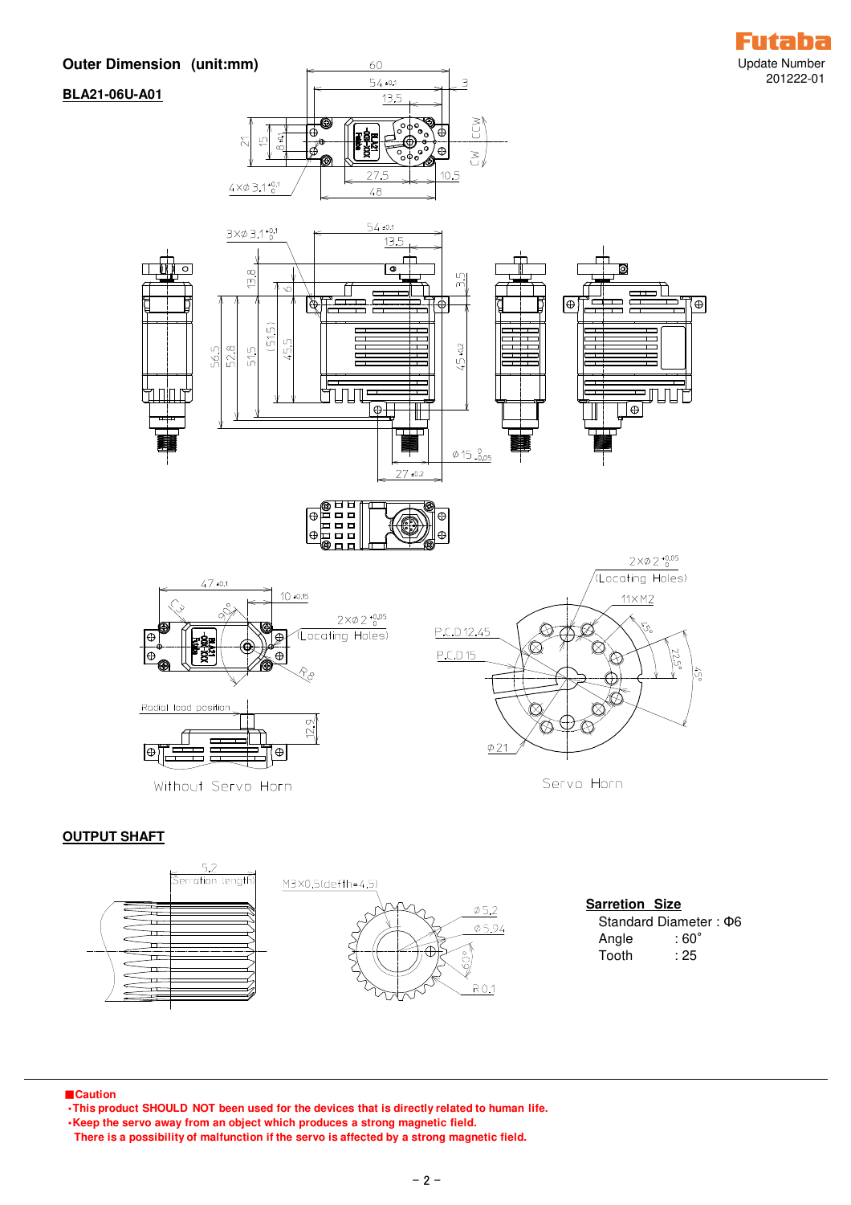**Futaba**

Update Number
201222-01

## Outer Dimension (unit:mm)

### BLA21-06U-A01

60
54 ±0.1
3
13.5
21
15
8 ±0.1
27.5
10.5
48
4×φ3.1 +0.1 0
CCW
CW

3×φ3.1 +0.1 0
54 ±0.1
13.5
13.8
6
3.5
56.5
52.8
51.5
(51.5)
45.5
45 ±0.2
φ15 0 -0.05
27 ±0.2

47 ±0.1
10 ±0.15
2×φ2 +0.05 0
(Locating Holes)
R8
90°
Radial load position
12.9
Without Servo Horn

2×φ2 +0.05 0
(Locating Holes)
11×M2
P.C.D 12.45
P.C.D 15
45°
22.5°
45°
φ21
Servo Horn

## OUTPUT SHAFT

5.2
Serration length
M3×0.5(depth=4.5)
φ5.2
φ5.94
60°
R0.1

**Sarretion Size**

Standard Diameter : Φ6
Angle : 60°
Tooth : 25

---

■**Caution**

- **This product SHOULD NOT been used for the devices that is directly related to human life.**
- **Keep the servo away from an object which produces a strong magnetic field.**
  **There is a possibility of malfunction if the servo is affected by a strong magnetic field.**